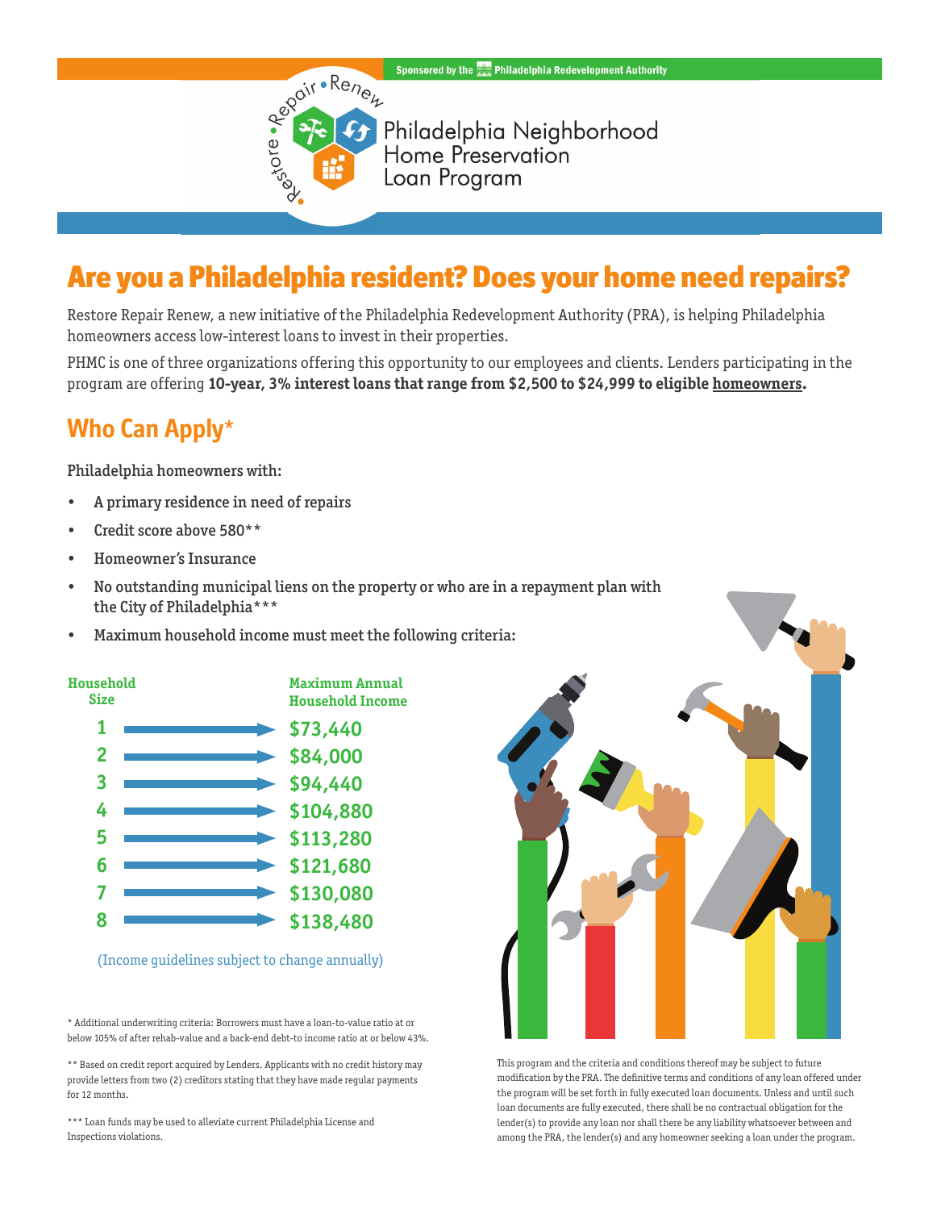Sponsored by the Philadelphia Redevelopment Authority

Restore • Repair • Renew

# Philadelphia Neighborhood Home Preservation Loan Program

## Are you a Philadelphia resident? Does your home need repairs?

Restore Repair Renew, a new initiative of the Philadelphia Redevelopment Authority (PRA), is helping Philadelphia homeowners access low-interest loans to invest in their properties.

PHMC is one of three organizations offering this opportunity to our employees and clients. Lenders participating in the program are offering **10-year, 3% interest loans that range from $2,500 to $24,999 to eligible homeowners.**

## Who Can Apply*

Philadelphia homeowners with:

- A primary residence in need of repairs
- Credit score above 580**
- Homeowner's Insurance
- No outstanding municipal liens on the property or who are in a repayment plan with the City of Philadelphia***
- Maximum household income must meet the following criteria:

| Household Size | Maximum Annual Household Income |
|---|---|
| 1 | $73,440 |
| 2 | $84,000 |
| 3 | $94,440 |
| 4 | $104,880 |
| 5 | $113,280 |
| 6 | $121,680 |
| 7 | $130,080 |
| 8 | $138,480 |

(Income guidelines subject to change annually)

* Additional underwriting criteria: Borrowers must have a loan-to-value ratio at or below 105% of after rehab-value and a back-end debt-to income ratio at or below 43%.

** Based on credit report acquired by Lenders. Applicants with no credit history may provide letters from two (2) creditors stating that they have made regular payments for 12 months.

*** Loan funds may be used to alleviate current Philadelphia License and Inspections violations.

This program and the criteria and conditions thereof may be subject to future modification by the PRA. The definitive terms and conditions of any loan offered under the program will be set forth in fully executed loan documents. Unless and until such loan documents are fully executed, there shall be no contractual obligation for the lender(s) to provide any loan nor shall there be any liability whatsoever between and among the PRA, the lender(s) and any homeowner seeking a loan under the program.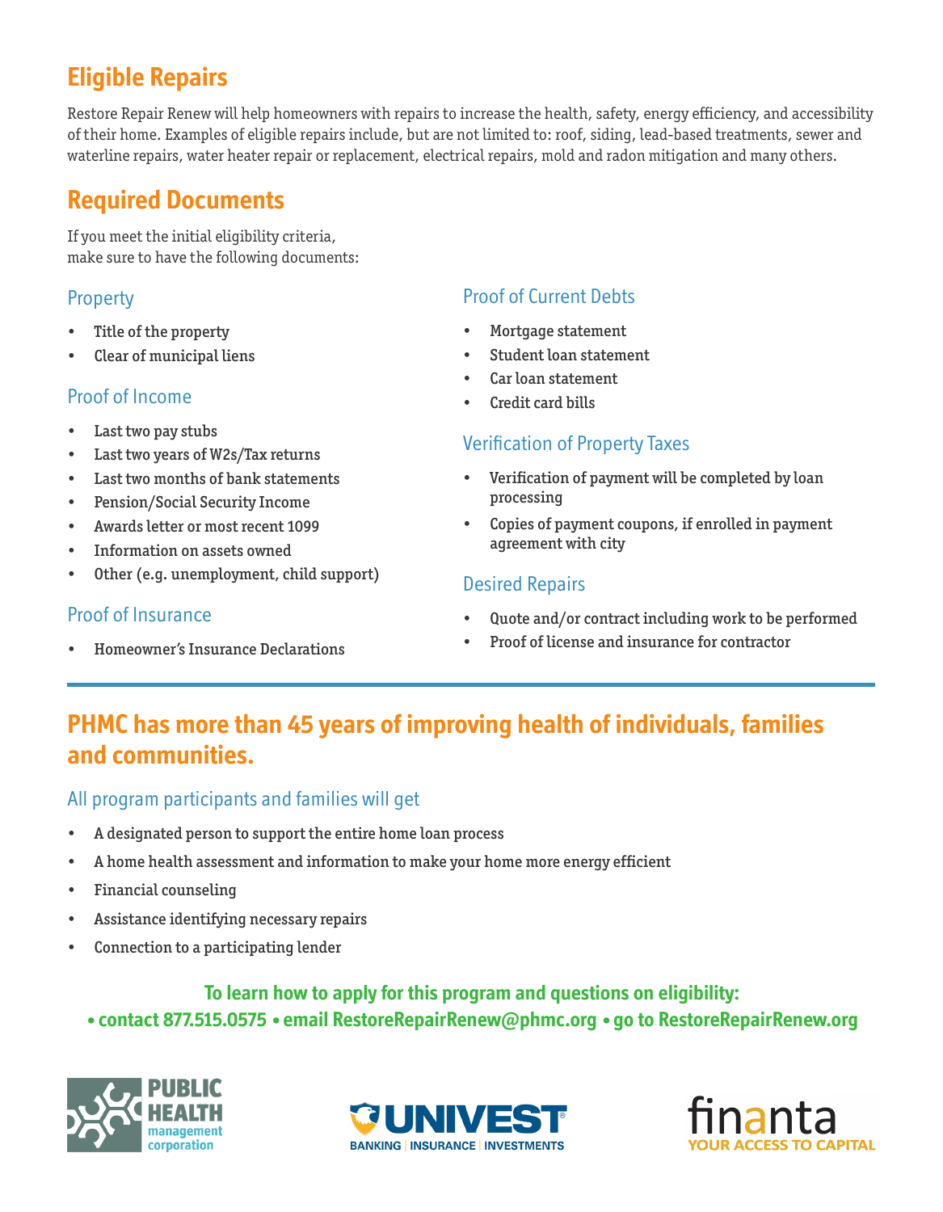## Eligible Repairs

Restore Repair Renew will help homeowners with repairs to increase the health, safety, energy efficiency, and accessibility of their home. Examples of eligible repairs include, but are not limited to: roof, siding, lead-based treatments, sewer and waterline repairs, water heater repair or replacement, electrical repairs, mold and radon mitigation and many others.

## Required Documents

If you meet the initial eligibility criteria, make sure to have the following documents:

### Property

- Title of the property
- Clear of municipal liens

### Proof of Income

- Last two pay stubs
- Last two years of W2s/Tax returns
- Last two months of bank statements
- Pension/Social Security Income
- Awards letter or most recent 1099
- Information on assets owned
- Other (e.g. unemployment, child support)

### Proof of Insurance

- Homeowner's Insurance Declarations

### Proof of Current Debts

- Mortgage statement
- Student loan statement
- Car loan statement
- Credit card bills

### Verification of Property Taxes

- Verification of payment will be completed by loan processing
- Copies of payment coupons, if enrolled in payment agreement with city

### Desired Repairs

- Quote and/or contract including work to be performed
- Proof of license and insurance for contractor

## PHMC has more than 45 years of improving health of individuals, families and communities.

### All program participants and families will get

- A designated person to support the entire home loan process
- A home health assessment and information to make your home more energy efficient
- Financial counseling
- Assistance identifying necessary repairs
- Connection to a participating lender

**To learn how to apply for this program and questions on eligibility:**
**• contact 877.515.0575 • email RestoreRepairRenew@phmc.org • go to RestoreRepairRenew.org**

PUBLIC HEALTH management corporation

UNIVEST BANKING | INSURANCE | INVESTMENTS

finanta YOUR ACCESS TO CAPITAL